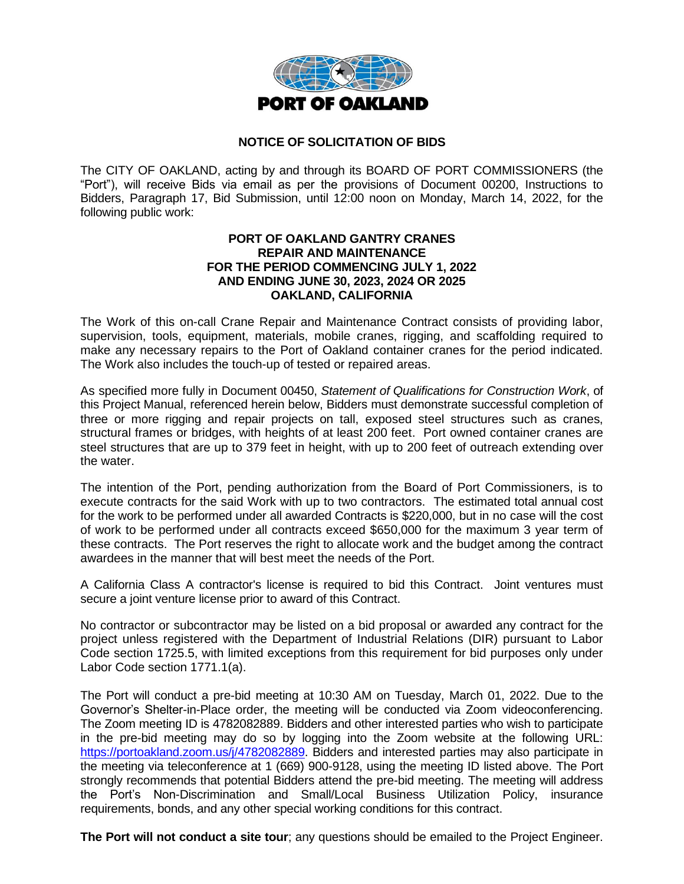**PORT OF OAKLAND**

## NOTICE OF SOLICITATION OF BIDS

The CITY OF OAKLAND, acting by and through its BOARD OF PORT COMMISSIONERS (the "Port"), will receive Bids via email as per the provisions of Document 00200, Instructions to Bidders, Paragraph 17, Bid Submission, until 12:00 noon on Monday, March 14, 2022, for the following public work:

**PORT OF OAKLAND GANTRY CRANES
REPAIR AND MAINTENANCE
FOR THE PERIOD COMMENCING JULY 1, 2022
AND ENDING JUNE 30, 2023, 2024 OR 2025
OAKLAND, CALIFORNIA**

The Work of this on-call Crane Repair and Maintenance Contract consists of providing labor, supervision, tools, equipment, materials, mobile cranes, rigging, and scaffolding required to make any necessary repairs to the Port of Oakland container cranes for the period indicated. The Work also includes the touch-up of tested or repaired areas.

As specified more fully in Document 00450, *Statement of Qualifications for Construction Work*, of this Project Manual, referenced herein below, Bidders must demonstrate successful completion of three or more rigging and repair projects on tall, exposed steel structures such as cranes, structural frames or bridges, with heights of at least 200 feet. Port owned container cranes are steel structures that are up to 379 feet in height, with up to 200 feet of outreach extending over the water.

The intention of the Port, pending authorization from the Board of Port Commissioners, is to execute contracts for the said Work with up to two contractors. The estimated total annual cost for the work to be performed under all awarded Contracts is $220,000, but in no case will the cost of work to be performed under all contracts exceed $650,000 for the maximum 3 year term of these contracts. The Port reserves the right to allocate work and the budget among the contract awardees in the manner that will best meet the needs of the Port.

A California Class A contractor's license is required to bid this Contract. Joint ventures must secure a joint venture license prior to award of this Contract.

No contractor or subcontractor may be listed on a bid proposal or awarded any contract for the project unless registered with the Department of Industrial Relations (DIR) pursuant to Labor Code section 1725.5, with limited exceptions from this requirement for bid purposes only under Labor Code section 1771.1(a).

The Port will conduct a pre-bid meeting at 10:30 AM on Tuesday, March 01, 2022. Due to the Governor's Shelter-in-Place order, the meeting will be conducted via Zoom videoconferencing. The Zoom meeting ID is 4782082889. Bidders and other interested parties who wish to participate in the pre-bid meeting may do so by logging into the Zoom website at the following URL: [https://portoakland.zoom.us/j/4782082889](https://portoakland.zoom.us/j/4782082889). Bidders and interested parties may also participate in the meeting via teleconference at 1 (669) 900-9128, using the meeting ID listed above. The Port strongly recommends that potential Bidders attend the pre-bid meeting. The meeting will address the Port's Non-Discrimination and Small/Local Business Utilization Policy, insurance requirements, bonds, and any other special working conditions for this contract.

**The Port will not conduct a site tour**; any questions should be emailed to the Project Engineer.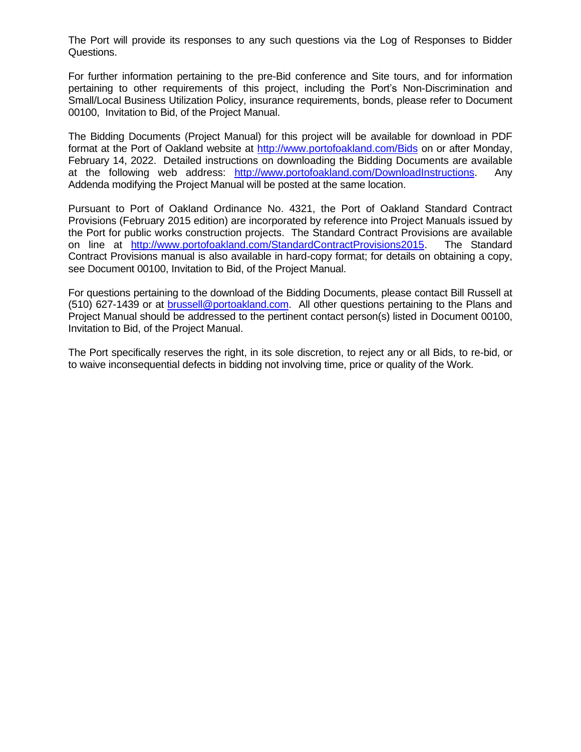The Port will provide its responses to any such questions via the Log of Responses to Bidder Questions.

For further information pertaining to the pre-Bid conference and Site tours, and for information pertaining to other requirements of this project, including the Port's Non-Discrimination and Small/Local Business Utilization Policy, insurance requirements, bonds, please refer to Document 00100, Invitation to Bid, of the Project Manual.

The Bidding Documents (Project Manual) for this project will be available for download in PDF format at the Port of Oakland website at http://www.portofoakland.com/Bids on or after Monday, February 14, 2022. Detailed instructions on downloading the Bidding Documents are available at the following web address: http://www.portofoakland.com/DownloadInstructions. Any Addenda modifying the Project Manual will be posted at the same location.

Pursuant to Port of Oakland Ordinance No. 4321, the Port of Oakland Standard Contract Provisions (February 2015 edition) are incorporated by reference into Project Manuals issued by the Port for public works construction projects. The Standard Contract Provisions are available on line at http://www.portofoakland.com/StandardContractProvisions2015. The Standard Contract Provisions manual is also available in hard-copy format; for details on obtaining a copy, see Document 00100, Invitation to Bid, of the Project Manual.

For questions pertaining to the download of the Bidding Documents, please contact Bill Russell at (510) 627-1439 or at brussell@portoakland.com. All other questions pertaining to the Plans and Project Manual should be addressed to the pertinent contact person(s) listed in Document 00100, Invitation to Bid, of the Project Manual.

The Port specifically reserves the right, in its sole discretion, to reject any or all Bids, to re-bid, or to waive inconsequential defects in bidding not involving time, price or quality of the Work.